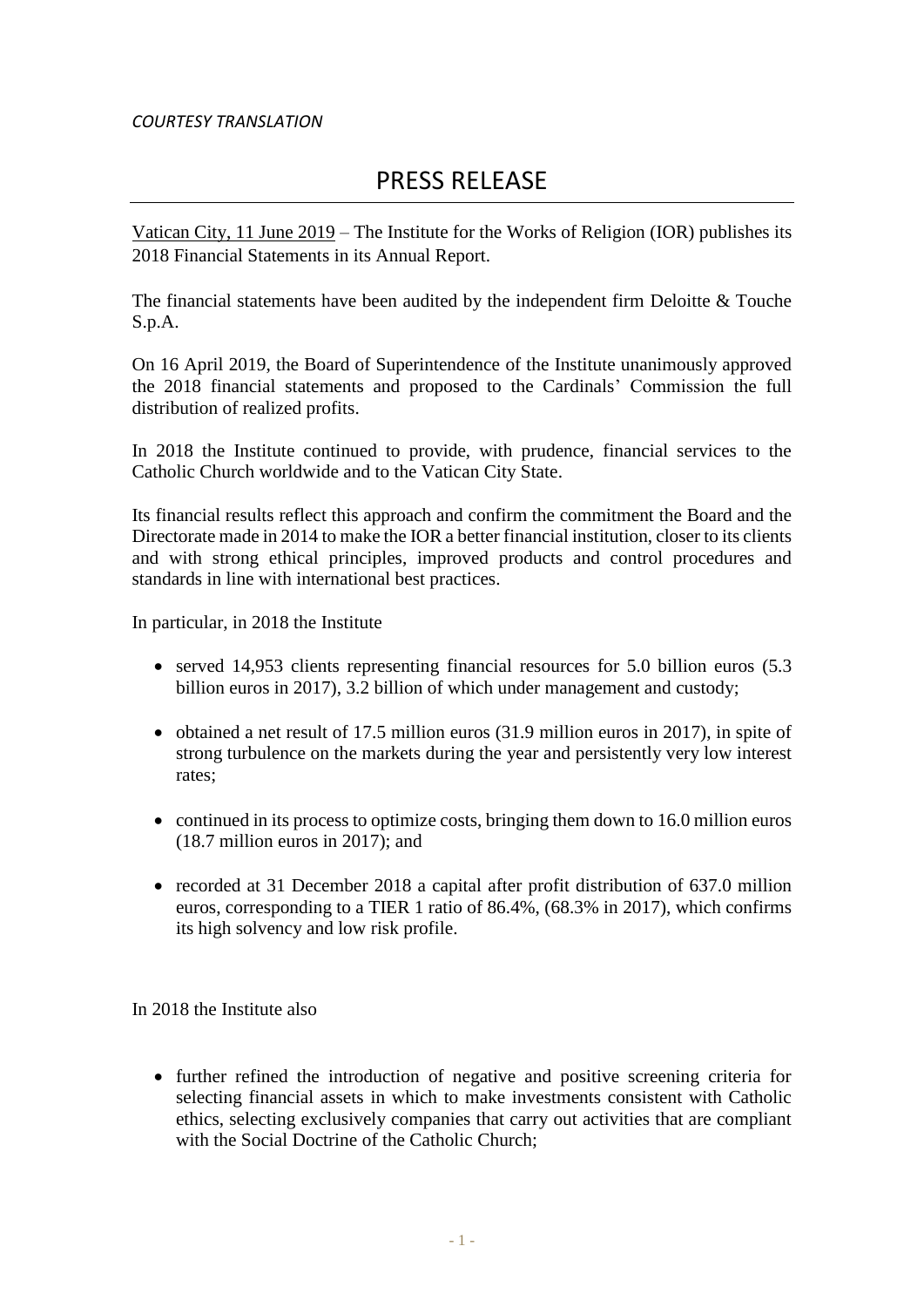*COURTESY TRANSLATION*

# PRESS RELEASE

Vatican City, 11 June 2019 – The Institute for the Works of Religion (IOR) publishes its 2018 Financial Statements in its Annual Report.

The financial statements have been audited by the independent firm Deloitte & Touche S.p.A.

On 16 April 2019, the Board of Superintendence of the Institute unanimously approved the 2018 financial statements and proposed to the Cardinals' Commission the full distribution of realized profits.

In 2018 the Institute continued to provide, with prudence, financial services to the Catholic Church worldwide and to the Vatican City State.

Its financial results reflect this approach and confirm the commitment the Board and the Directorate made in 2014 to make the IOR a better financial institution, closer to its clients and with strong ethical principles, improved products and control procedures and standards in line with international best practices.

In particular, in 2018 the Institute

- served 14,953 clients representing financial resources for 5.0 billion euros (5.3 billion euros in 2017), 3.2 billion of which under management and custody;
- obtained a net result of 17.5 million euros (31.9 million euros in 2017), in spite of strong turbulence on the markets during the year and persistently very low interest rates;
- continued in its process to optimize costs, bringing them down to 16.0 million euros (18.7 million euros in 2017); and
- recorded at 31 December 2018 a capital after profit distribution of 637.0 million euros, corresponding to a TIER 1 ratio of 86.4%, (68.3% in 2017), which confirms its high solvency and low risk profile.

In 2018 the Institute also

- further refined the introduction of negative and positive screening criteria for selecting financial assets in which to make investments consistent with Catholic ethics, selecting exclusively companies that carry out activities that are compliant with the Social Doctrine of the Catholic Church;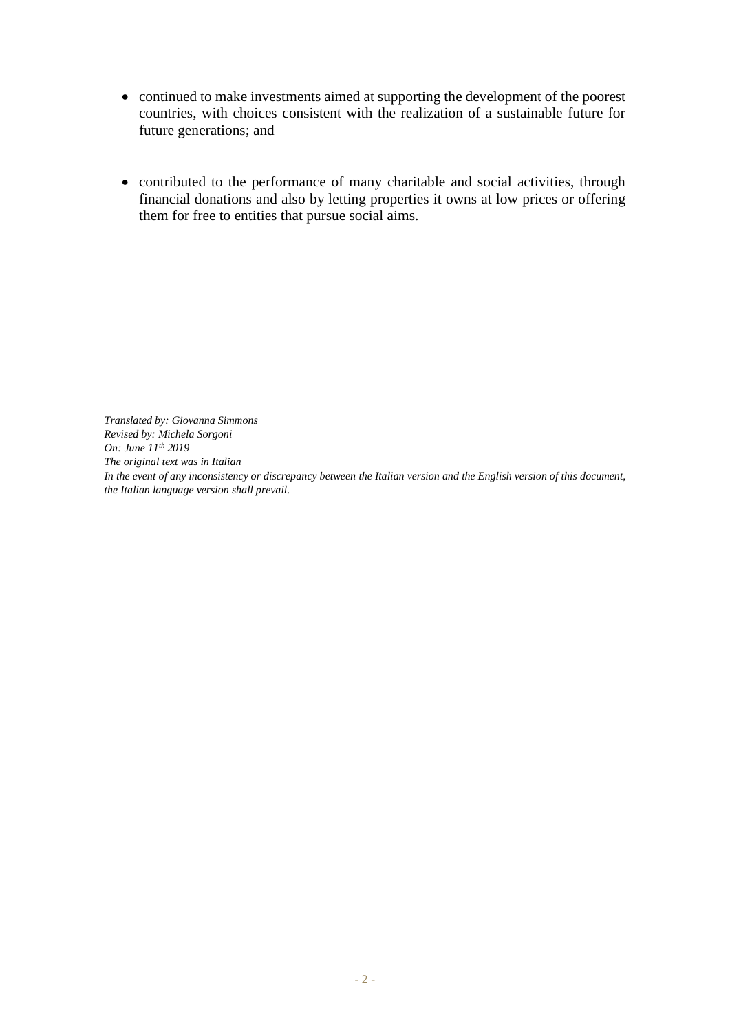- continued to make investments aimed at supporting the development of the poorest countries, with choices consistent with the realization of a sustainable future for future generations; and

- contributed to the performance of many charitable and social activities, through financial donations and also by letting properties it owns at low prices or offering them for free to entities that pursue social aims.

*Translated by: Giovanna Simmons*
*Revised by: Michela Sorgoni*
*On: June 11th 2019*
*The original text was in Italian*
*In the event of any inconsistency or discrepancy between the Italian version and the English version of this document, the Italian language version shall prevail.*